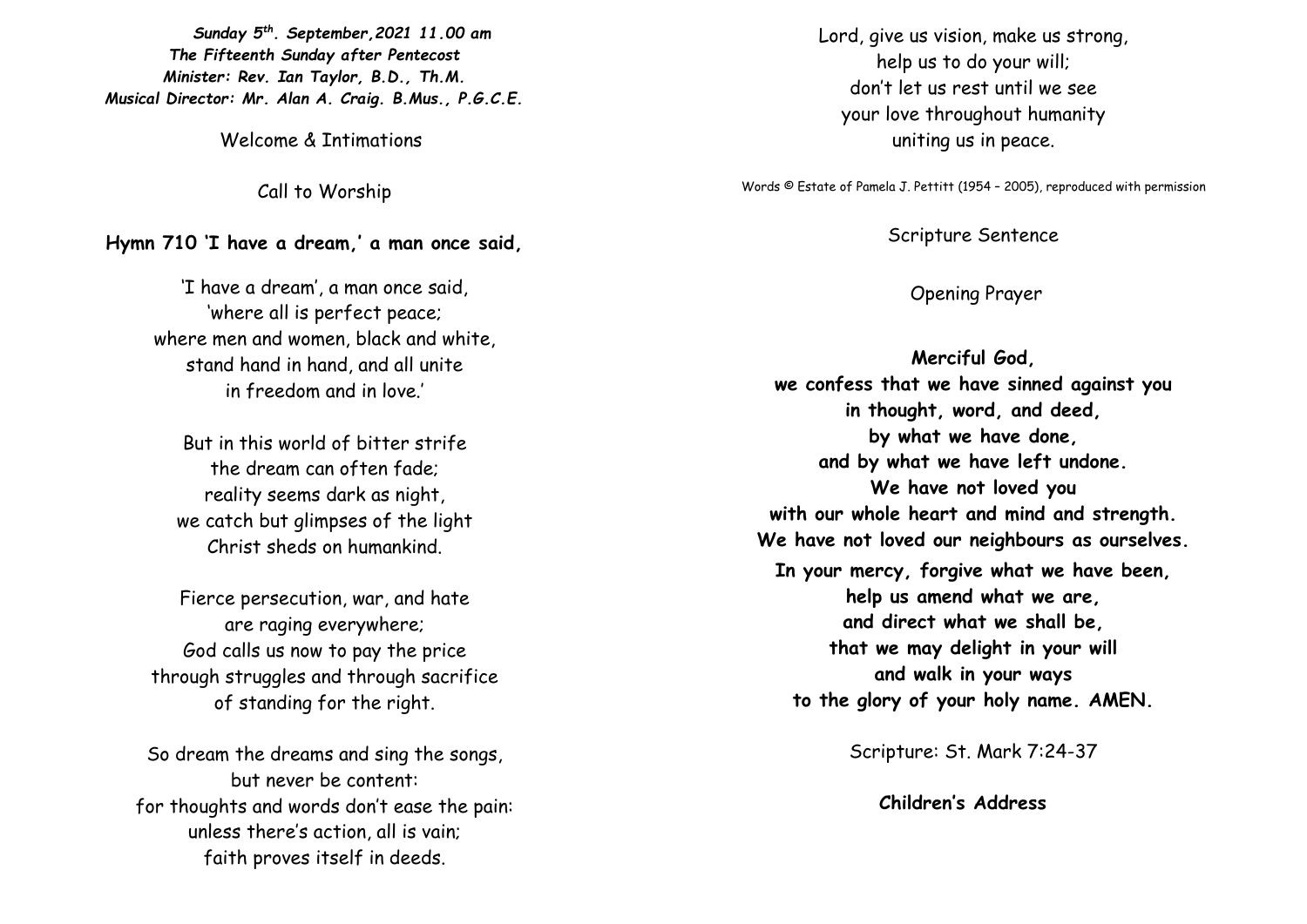***Sunday 5th. September, 2021 11.00 am***
***The Fifteenth Sunday after Pentecost***
***Minister: Rev. Ian Taylor, B.D., Th.M.***
***Musical Director: Mr. Alan A. Craig. B.Mus., P.G.C.E.***

Welcome & Intimations

Call to Worship

**Hymn 710 'I have a dream,' a man once said,**

'I have a dream', a man once said,
'where all is perfect peace;
where men and women, black and white,
stand hand in hand, and all unite
in freedom and in love.'

But in this world of bitter strife
the dream can often fade;
reality seems dark as night,
we catch but glimpses of the light
Christ sheds on humankind.

Fierce persecution, war, and hate
are raging everywhere;
God calls us now to pay the price
through struggles and through sacrifice
of standing for the right.

So dream the dreams and sing the songs,
but never be content:
for thoughts and words don't ease the pain:
unless there's action, all is vain;
faith proves itself in deeds.

Lord, give us vision, make us strong,
help us to do your will;
don't let us rest until we see
your love throughout humanity
uniting us in peace.

Words © Estate of Pamela J. Pettitt (1954 – 2005), reproduced with permission

Scripture Sentence

Opening Prayer

**Merciful God,**
**we confess that we have sinned against you**
**in thought, word, and deed,**
**by what we have done,**
**and by what we have left undone.**
**We have not loved you**
**with our whole heart and mind and strength.**
**We have not loved our neighbours as ourselves.**
**In your mercy, forgive what we have been,**
**help us amend what we are,**
**and direct what we shall be,**
**that we may delight in your will**
**and walk in your ways**
**to the glory of your holy name. AMEN.**

Scripture: St. Mark 7:24-37

**Children's Address**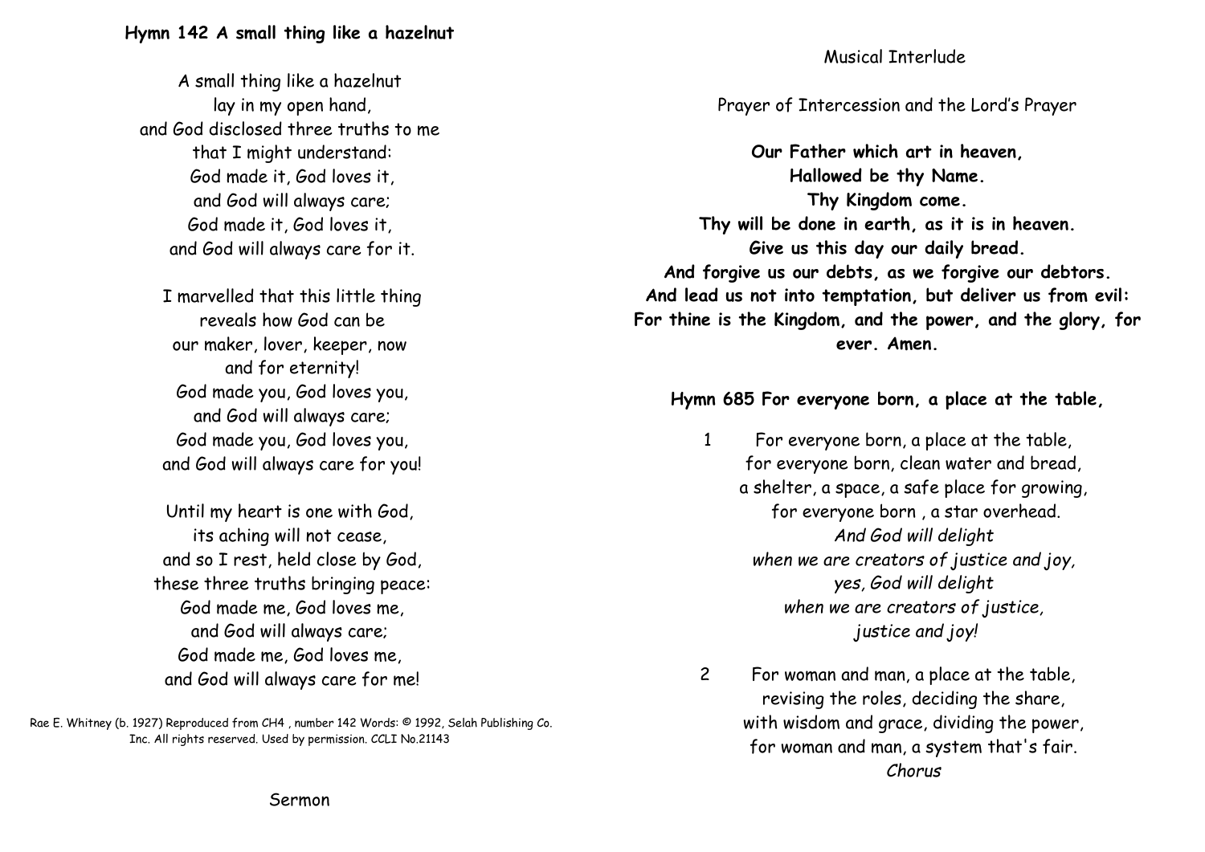**Hymn 142 A small thing like a hazelnut**

A small thing like a hazelnut
lay in my open hand,
and God disclosed three truths to me
that I might understand:
God made it, God loves it,
and God will always care;
God made it, God loves it,
and God will always care for it.

I marvelled that this little thing
reveals how God can be
our maker, lover, keeper, now
and for eternity!
God made you, God loves you,
and God will always care;
God made you, God loves you,
and God will always care for you!

Until my heart is one with God,
its aching will not cease,
and so I rest, held close by God,
these three truths bringing peace:
God made me, God loves me,
and God will always care;
God made me, God loves me,
and God will always care for me!

Rae E. Whitney (b. 1927) Reproduced from CH4 , number 142 Words: © 1992, Selah Publishing Co. Inc. All rights reserved. Used by permission. CCLI No.21143

Sermon

Musical Interlude

Prayer of Intercession and the Lord's Prayer

**Our Father which art in heaven,**
**Hallowed be thy Name.**
**Thy Kingdom come.**
**Thy will be done in earth, as it is in heaven.**
**Give us this day our daily bread.**
**And forgive us our debts, as we forgive our debtors.**
**And lead us not into temptation, but deliver us from evil:**
**For thine is the Kingdom, and the power, and the glory, for ever. Amen.**

**Hymn 685 For everyone born, a place at the table,**

1 For everyone born, a place at the table,
for everyone born, clean water and bread,
a shelter, a space, a safe place for growing,
for everyone born , a star overhead.
*And God will delight*
*when we are creators of justice and joy,*
*yes, God will delight*
*when we are creators of justice,*
*justice and joy!*

2 For woman and man, a place at the table,
revising the roles, deciding the share,
with wisdom and grace, dividing the power,
for woman and man, a system that's fair.
*Chorus*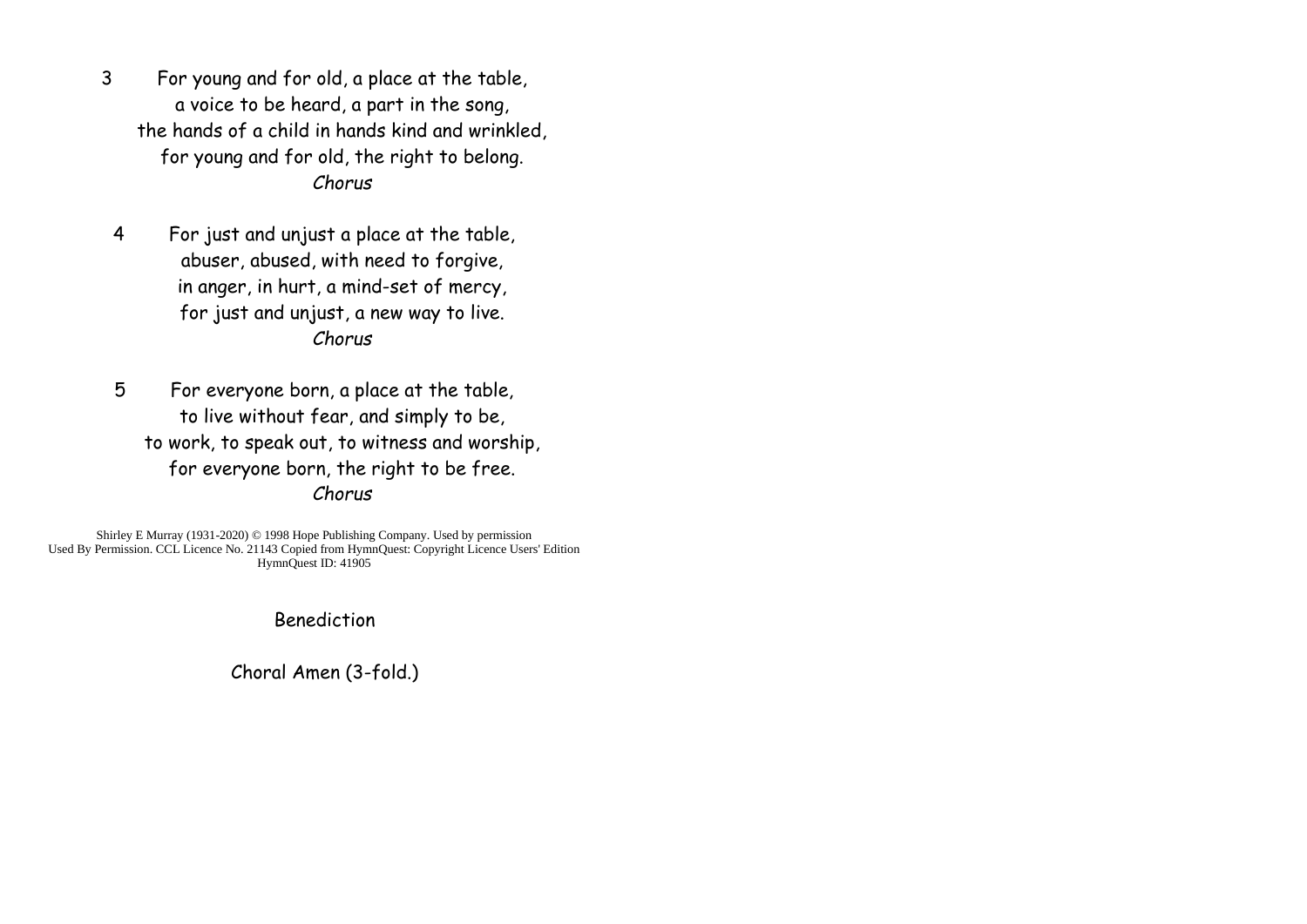3 For young and for old, a place at the table,
a voice to be heard, a part in the song,
the hands of a child in hands kind and wrinkled,
for young and for old, the right to belong.
*Chorus*

4 For just and unjust a place at the table,
abuser, abused, with need to forgive,
in anger, in hurt, a mind-set of mercy,
for just and unjust, a new way to live.
*Chorus*

5 For everyone born, a place at the table,
to live without fear, and simply to be,
to work, to speak out, to witness and worship,
for everyone born, the right to be free.
*Chorus*

Shirley E Murray (1931-2020) © 1998 Hope Publishing Company. Used by permission
Used By Permission. CCL Licence No. 21143 Copied from HymnQuest: Copyright Licence Users' Edition
HymnQuest ID: 41905

Benediction

Choral Amen (3-fold.)